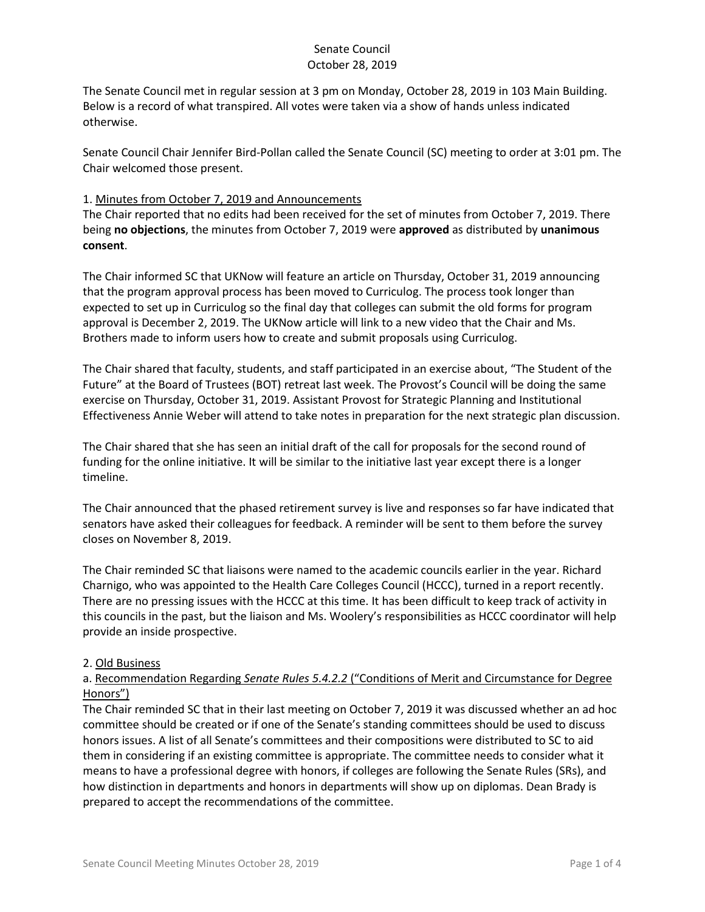Senate Council

October 28, 2019

The Senate Council met in regular session at 3 pm on Monday, October 28, 2019 in 103 Main Building. Below is a record of what transpired. All votes were taken via a show of hands unless indicated otherwise.

Senate Council Chair Jennifer Bird-Pollan called the Senate Council (SC) meeting to order at 3:01 pm. The Chair welcomed those present.

1. Minutes from October 7, 2019 and Announcements

The Chair reported that no edits had been received for the set of minutes from October 7, 2019. There being **no objections**, the minutes from October 7, 2019 were **approved** as distributed by **unanimous consent**.

The Chair informed SC that UKNow will feature an article on Thursday, October 31, 2019 announcing that the program approval process has been moved to Curriculog. The process took longer than expected to set up in Curriculog so the final day that colleges can submit the old forms for program approval is December 2, 2019. The UKNow article will link to a new video that the Chair and Ms. Brothers made to inform users how to create and submit proposals using Curriculog.

The Chair shared that faculty, students, and staff participated in an exercise about, "The Student of the Future" at the Board of Trustees (BOT) retreat last week. The Provost's Council will be doing the same exercise on Thursday, October 31, 2019. Assistant Provost for Strategic Planning and Institutional Effectiveness Annie Weber will attend to take notes in preparation for the next strategic plan discussion.

The Chair shared that she has seen an initial draft of the call for proposals for the second round of funding for the online initiative. It will be similar to the initiative last year except there is a longer timeline.

The Chair announced that the phased retirement survey is live and responses so far have indicated that senators have asked their colleagues for feedback. A reminder will be sent to them before the survey closes on November 8, 2019.

The Chair reminded SC that liaisons were named to the academic councils earlier in the year. Richard Charnigo, who was appointed to the Health Care Colleges Council (HCCC), turned in a report recently. There are no pressing issues with the HCCC at this time. It has been difficult to keep track of activity in this councils in the past, but the liaison and Ms. Woolery's responsibilities as HCCC coordinator will help provide an inside prospective.

2. Old Business

a. Recommendation Regarding *Senate Rules 5.4.2.2* ("Conditions of Merit and Circumstance for Degree Honors")

The Chair reminded SC that in their last meeting on October 7, 2019 it was discussed whether an ad hoc committee should be created or if one of the Senate's standing committees should be used to discuss honors issues. A list of all Senate's committees and their compositions were distributed to SC to aid them in considering if an existing committee is appropriate. The committee needs to consider what it means to have a professional degree with honors, if colleges are following the Senate Rules (SRs), and how distinction in departments and honors in departments will show up on diplomas. Dean Brady is prepared to accept the recommendations of the committee.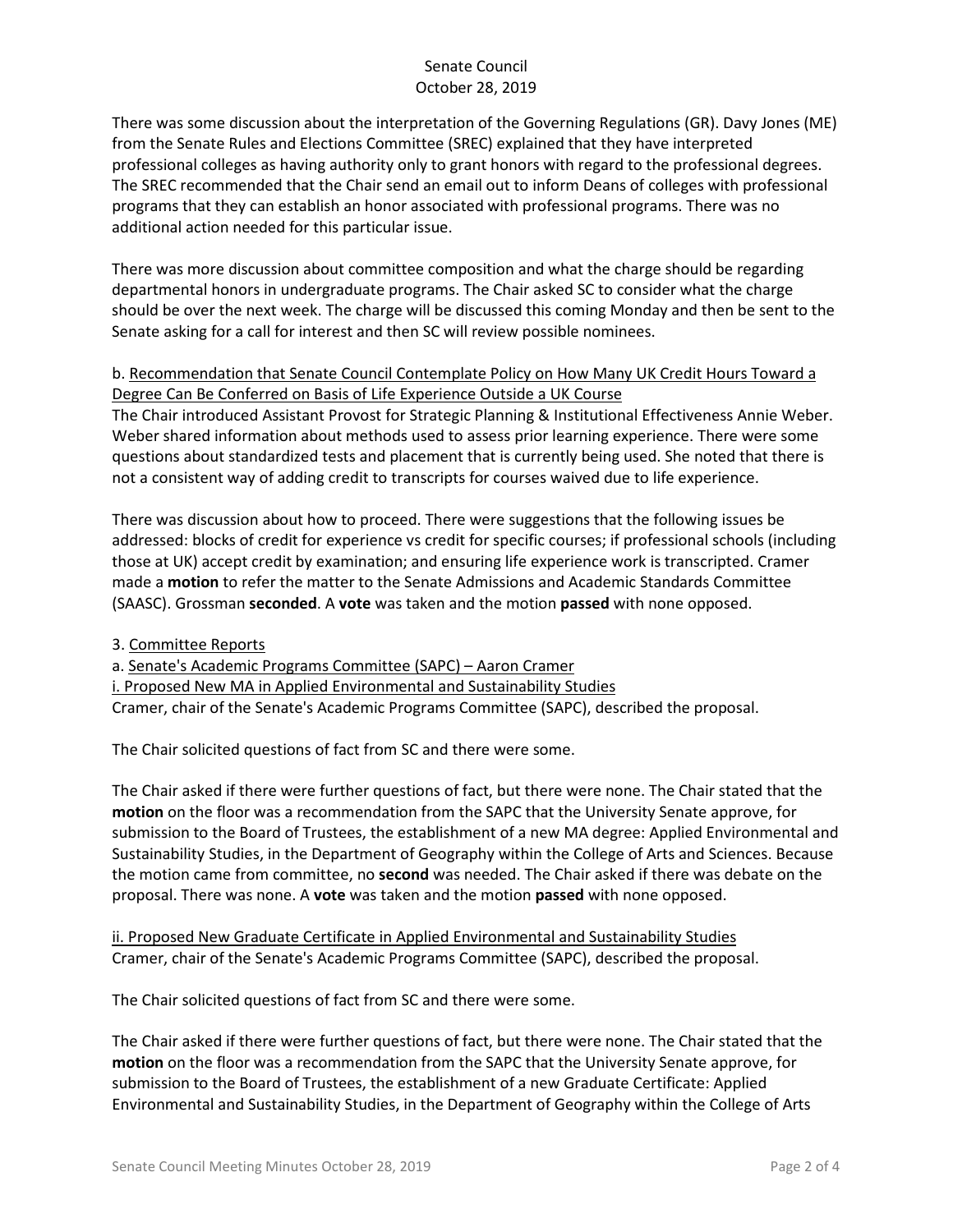There was some discussion about the interpretation of the Governing Regulations (GR). Davy Jones (ME) from the Senate Rules and Elections Committee (SREC) explained that they have interpreted professional colleges as having authority only to grant honors with regard to the professional degrees. The SREC recommended that the Chair send an email out to inform Deans of colleges with professional programs that they can establish an honor associated with professional programs. There was no additional action needed for this particular issue.

There was more discussion about committee composition and what the charge should be regarding departmental honors in undergraduate programs. The Chair asked SC to consider what the charge should be over the next week. The charge will be discussed this coming Monday and then be sent to the Senate asking for a call for interest and then SC will review possible nominees.

b. Recommendation that Senate Council Contemplate Policy on How Many UK Credit Hours Toward a Degree Can Be Conferred on Basis of Life Experience Outside a UK Course

The Chair introduced Assistant Provost for Strategic Planning & Institutional Effectiveness Annie Weber. Weber shared information about methods used to assess prior learning experience. There were some questions about standardized tests and placement that is currently being used. She noted that there is not a consistent way of adding credit to transcripts for courses waived due to life experience.

There was discussion about how to proceed. There were suggestions that the following issues be addressed: blocks of credit for experience vs credit for specific courses; if professional schools (including those at UK) accept credit by examination; and ensuring life experience work is transcripted. Cramer made a **motion** to refer the matter to the Senate Admissions and Academic Standards Committee (SAASC). Grossman **seconded**. A **vote** was taken and the motion **passed** with none opposed.

3. Committee Reports

a. Senate's Academic Programs Committee (SAPC) – Aaron Cramer

i. Proposed New MA in Applied Environmental and Sustainability Studies

Cramer, chair of the Senate's Academic Programs Committee (SAPC), described the proposal.

The Chair solicited questions of fact from SC and there were some.

The Chair asked if there were further questions of fact, but there were none. The Chair stated that the **motion** on the floor was a recommendation from the SAPC that the University Senate approve, for submission to the Board of Trustees, the establishment of a new MA degree: Applied Environmental and Sustainability Studies, in the Department of Geography within the College of Arts and Sciences. Because the motion came from committee, no **second** was needed. The Chair asked if there was debate on the proposal. There was none. A **vote** was taken and the motion **passed** with none opposed.

ii. Proposed New Graduate Certificate in Applied Environmental and Sustainability Studies

Cramer, chair of the Senate's Academic Programs Committee (SAPC), described the proposal.

The Chair solicited questions of fact from SC and there were some.

The Chair asked if there were further questions of fact, but there were none. The Chair stated that the **motion** on the floor was a recommendation from the SAPC that the University Senate approve, for submission to the Board of Trustees, the establishment of a new Graduate Certificate: Applied Environmental and Sustainability Studies, in the Department of Geography within the College of Arts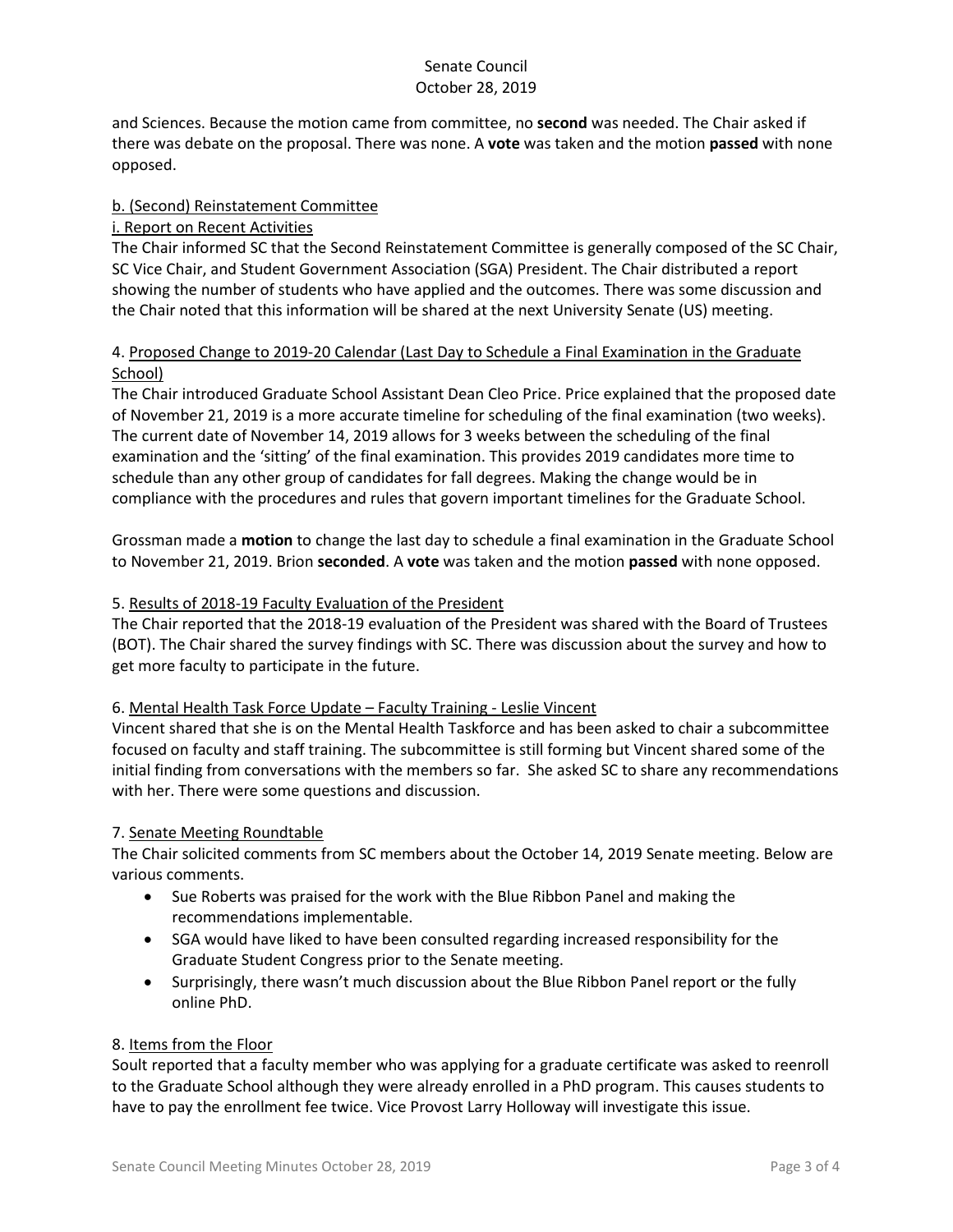and Sciences. Because the motion came from committee, no **second** was needed. The Chair asked if there was debate on the proposal. There was none. A **vote** was taken and the motion **passed** with none opposed.

b. (Second) Reinstatement Committee

i. Report on Recent Activities

The Chair informed SC that the Second Reinstatement Committee is generally composed of the SC Chair, SC Vice Chair, and Student Government Association (SGA) President. The Chair distributed a report showing the number of students who have applied and the outcomes. There was some discussion and the Chair noted that this information will be shared at the next University Senate (US) meeting.

4. Proposed Change to 2019-20 Calendar (Last Day to Schedule a Final Examination in the Graduate School)

The Chair introduced Graduate School Assistant Dean Cleo Price. Price explained that the proposed date of November 21, 2019 is a more accurate timeline for scheduling of the final examination (two weeks). The current date of November 14, 2019 allows for 3 weeks between the scheduling of the final examination and the 'sitting' of the final examination. This provides 2019 candidates more time to schedule than any other group of candidates for fall degrees. Making the change would be in compliance with the procedures and rules that govern important timelines for the Graduate School.

Grossman made a **motion** to change the last day to schedule a final examination in the Graduate School to November 21, 2019. Brion **seconded**. A **vote** was taken and the motion **passed** with none opposed.

5. Results of 2018-19 Faculty Evaluation of the President

The Chair reported that the 2018-19 evaluation of the President was shared with the Board of Trustees (BOT). The Chair shared the survey findings with SC. There was discussion about the survey and how to get more faculty to participate in the future.

6. Mental Health Task Force Update – Faculty Training - Leslie Vincent

Vincent shared that she is on the Mental Health Taskforce and has been asked to chair a subcommittee focused on faculty and staff training. The subcommittee is still forming but Vincent shared some of the initial finding from conversations with the members so far. She asked SC to share any recommendations with her. There were some questions and discussion.

7. Senate Meeting Roundtable

The Chair solicited comments from SC members about the October 14, 2019 Senate meeting. Below are various comments.

- Sue Roberts was praised for the work with the Blue Ribbon Panel and making the recommendations implementable.
- SGA would have liked to have been consulted regarding increased responsibility for the Graduate Student Congress prior to the Senate meeting.
- Surprisingly, there wasn't much discussion about the Blue Ribbon Panel report or the fully online PhD.

8. Items from the Floor

Soult reported that a faculty member who was applying for a graduate certificate was asked to reenroll to the Graduate School although they were already enrolled in a PhD program. This causes students to have to pay the enrollment fee twice. Vice Provost Larry Holloway will investigate this issue.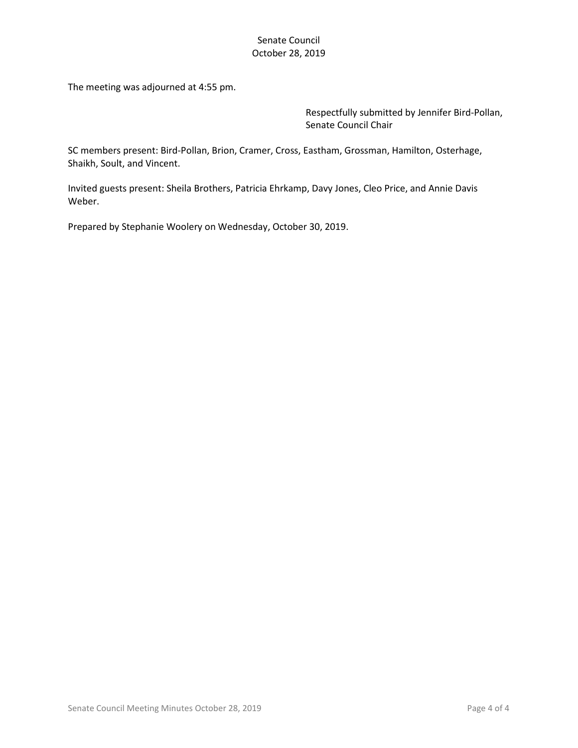The meeting was adjourned at 4:55 pm.

Respectfully submitted by Jennifer Bird-Pollan,
Senate Council Chair

SC members present: Bird-Pollan, Brion, Cramer, Cross, Eastham, Grossman, Hamilton, Osterhage, Shaikh, Soult, and Vincent.

Invited guests present: Sheila Brothers, Patricia Ehrkamp, Davy Jones, Cleo Price, and Annie Davis Weber.

Prepared by Stephanie Woolery on Wednesday, October 30, 2019.